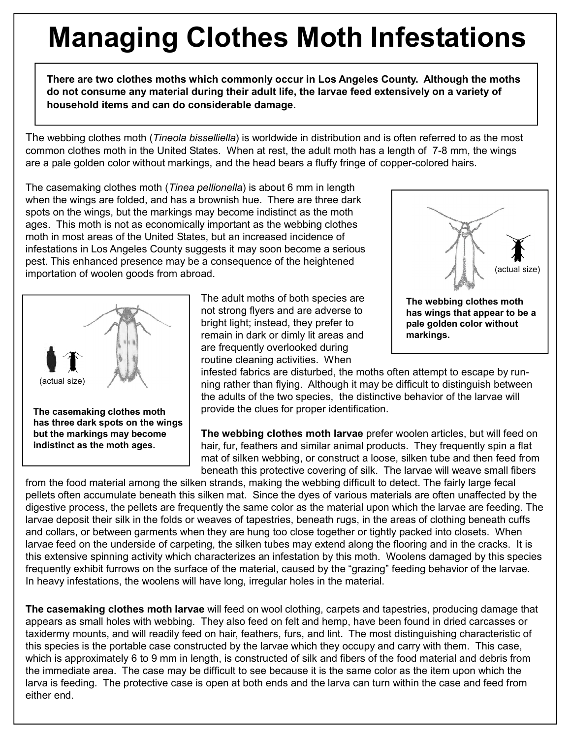# Managing Clothes Moth Infestations

**There are two clothes moths which commonly occur in Los Angeles County. Although the moths do not consume any material during their adult life, the larvae feed extensively on a variety of household items and can do considerable damage.**

The webbing clothes moth (*Tineola bisselliella*) is worldwide in distribution and is often referred to as the most common clothes moth in the United States. When at rest, the adult moth has a length of 7-8 mm, the wings are a pale golden color without markings, and the head bears a fluffy fringe of copper-colored hairs.

The casemaking clothes moth (*Tinea pellionella*) is about 6 mm in length when the wings are folded, and has a brownish hue. There are three dark spots on the wings, but the markings may become indistinct as the moth ages. This moth is not as economically important as the webbing clothes moth in most areas of the United States, but an increased incidence of infestations in Los Angeles County suggests it may soon become a serious pest. This enhanced presence may be a consequence of the heightened importation of woolen goods from abroad.

(actual size)

**The webbing clothes moth has wings that appear to be a pale golden color without markings.**

(actual size)

**The casemaking clothes moth has three dark spots on the wings but the markings may become indistinct as the moth ages.**

The adult moths of both species are not strong flyers and are adverse to bright light; instead, they prefer to remain in dark or dimly lit areas and are frequently overlooked during routine cleaning activities. When infested fabrics are disturbed, the moths often attempt to escape by running rather than flying. Although it may be difficult to distinguish between the adults of the two species, the distinctive behavior of the larvae will provide the clues for proper identification.

**The webbing clothes moth larvae** prefer woolen articles, but will feed on hair, fur, feathers and similar animal products. They frequently spin a flat mat of silken webbing, or construct a loose, silken tube and then feed from beneath this protective covering of silk. The larvae will weave small fibers from the food material among the silken strands, making the webbing difficult to detect. The fairly large fecal pellets often accumulate beneath this silken mat. Since the dyes of various materials are often unaffected by the digestive process, the pellets are frequently the same color as the material upon which the larvae are feeding. The larvae deposit their silk in the folds or weaves of tapestries, beneath rugs, in the areas of clothing beneath cuffs and collars, or between garments when they are hung too close together or tightly packed into closets. When larvae feed on the underside of carpeting, the silken tubes may extend along the flooring and in the cracks. It is this extensive spinning activity which characterizes an infestation by this moth. Woolens damaged by this species frequently exhibit furrows on the surface of the material, caused by the "grazing" feeding behavior of the larvae. In heavy infestations, the woolens will have long, irregular holes in the material.

**The casemaking clothes moth larvae** will feed on wool clothing, carpets and tapestries, producing damage that appears as small holes with webbing. They also feed on felt and hemp, have been found in dried carcasses or taxidermy mounts, and will readily feed on hair, feathers, furs, and lint. The most distinguishing characteristic of this species is the portable case constructed by the larvae which they occupy and carry with them. This case, which is approximately 6 to 9 mm in length, is constructed of silk and fibers of the food material and debris from the immediate area. The case may be difficult to see because it is the same color as the item upon which the larva is feeding. The protective case is open at both ends and the larva can turn within the case and feed from either end.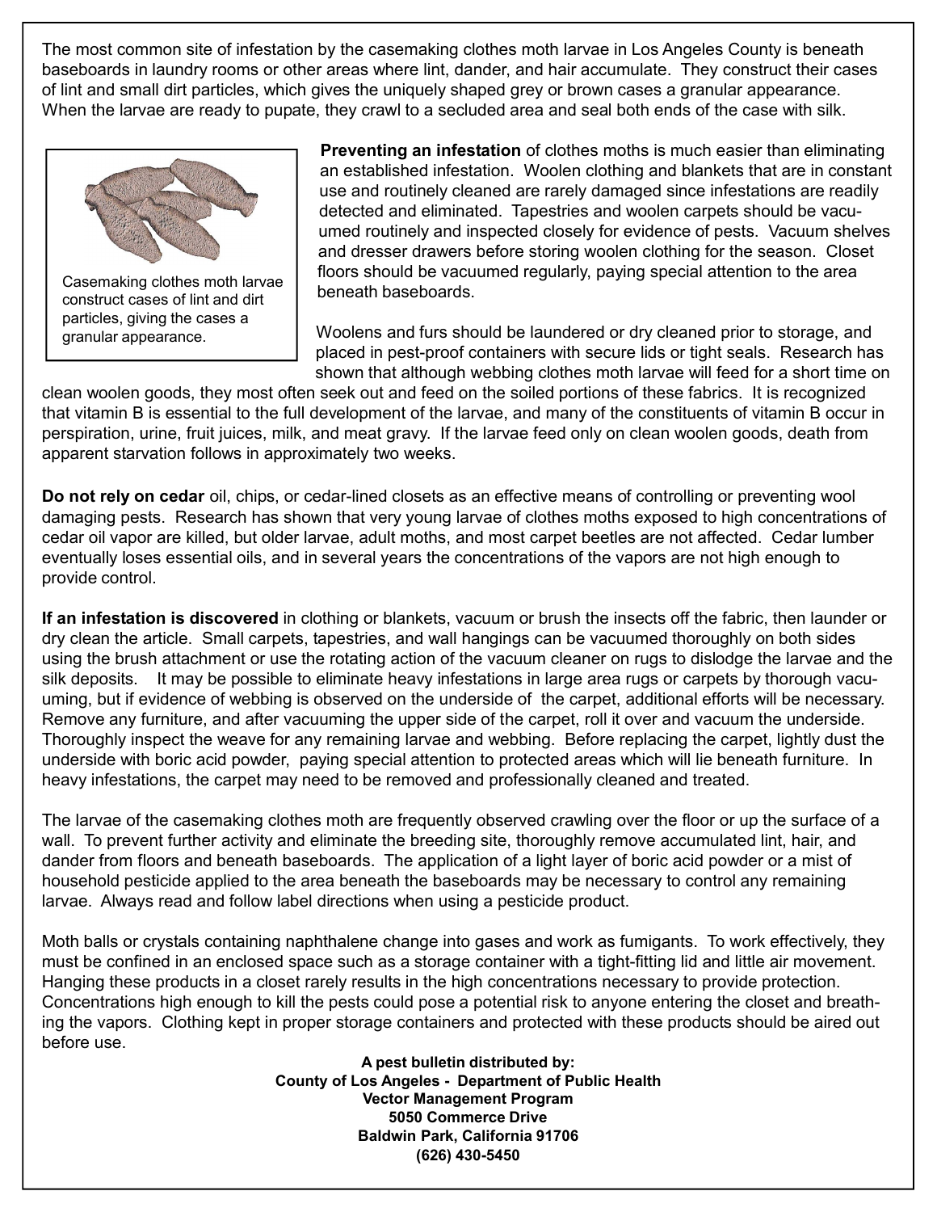The most common site of infestation by the casemaking clothes moth larvae in Los Angeles County is beneath baseboards in laundry rooms or other areas where lint, dander, and hair accumulate. They construct their cases of lint and small dirt particles, which gives the uniquely shaped grey or brown cases a granular appearance. When the larvae are ready to pupate, they crawl to a secluded area and seal both ends of the case with silk.

Casemaking clothes moth larvae construct cases of lint and dirt particles, giving the cases a granular appearance.

**Preventing an infestation** of clothes moths is much easier than eliminating an established infestation. Woolen clothing and blankets that are in constant use and routinely cleaned are rarely damaged since infestations are readily detected and eliminated. Tapestries and woolen carpets should be vacuumed routinely and inspected closely for evidence of pests. Vacuum shelves and dresser drawers before storing woolen clothing for the season. Closet floors should be vacuumed regularly, paying special attention to the area beneath baseboards.

Woolens and furs should be laundered or dry cleaned prior to storage, and placed in pest-proof containers with secure lids or tight seals. Research has shown that although webbing clothes moth larvae will feed for a short time on clean woolen goods, they most often seek out and feed on the soiled portions of these fabrics. It is recognized that vitamin B is essential to the full development of the larvae, and many of the constituents of vitamin B occur in perspiration, urine, fruit juices, milk, and meat gravy. If the larvae feed only on clean woolen goods, death from apparent starvation follows in approximately two weeks.

**Do not rely on cedar** oil, chips, or cedar-lined closets as an effective means of controlling or preventing wool damaging pests. Research has shown that very young larvae of clothes moths exposed to high concentrations of cedar oil vapor are killed, but older larvae, adult moths, and most carpet beetles are not affected. Cedar lumber eventually loses essential oils, and in several years the concentrations of the vapors are not high enough to provide control.

**If an infestation is discovered** in clothing or blankets, vacuum or brush the insects off the fabric, then launder or dry clean the article. Small carpets, tapestries, and wall hangings can be vacuumed thoroughly on both sides using the brush attachment or use the rotating action of the vacuum cleaner on rugs to dislodge the larvae and the silk deposits. It may be possible to eliminate heavy infestations in large area rugs or carpets by thorough vacuuming, but if evidence of webbing is observed on the underside of the carpet, additional efforts will be necessary. Remove any furniture, and after vacuuming the upper side of the carpet, roll it over and vacuum the underside. Thoroughly inspect the weave for any remaining larvae and webbing. Before replacing the carpet, lightly dust the underside with boric acid powder, paying special attention to protected areas which will lie beneath furniture. In heavy infestations, the carpet may need to be removed and professionally cleaned and treated.

The larvae of the casemaking clothes moth are frequently observed crawling over the floor or up the surface of a wall. To prevent further activity and eliminate the breeding site, thoroughly remove accumulated lint, hair, and dander from floors and beneath baseboards. The application of a light layer of boric acid powder or a mist of household pesticide applied to the area beneath the baseboards may be necessary to control any remaining larvae. Always read and follow label directions when using a pesticide product.

Moth balls or crystals containing naphthalene change into gases and work as fumigants. To work effectively, they must be confined in an enclosed space such as a storage container with a tight-fitting lid and little air movement. Hanging these products in a closet rarely results in the high concentrations necessary to provide protection. Concentrations high enough to kill the pests could pose a potential risk to anyone entering the closet and breathing the vapors. Clothing kept in proper storage containers and protected with these products should be aired out before use.

**A pest bulletin distributed by:**
**County of Los Angeles - Department of Public Health**
**Vector Management Program**
**5050 Commerce Drive**
**Baldwin Park, California 91706**
**(626) 430-5450**